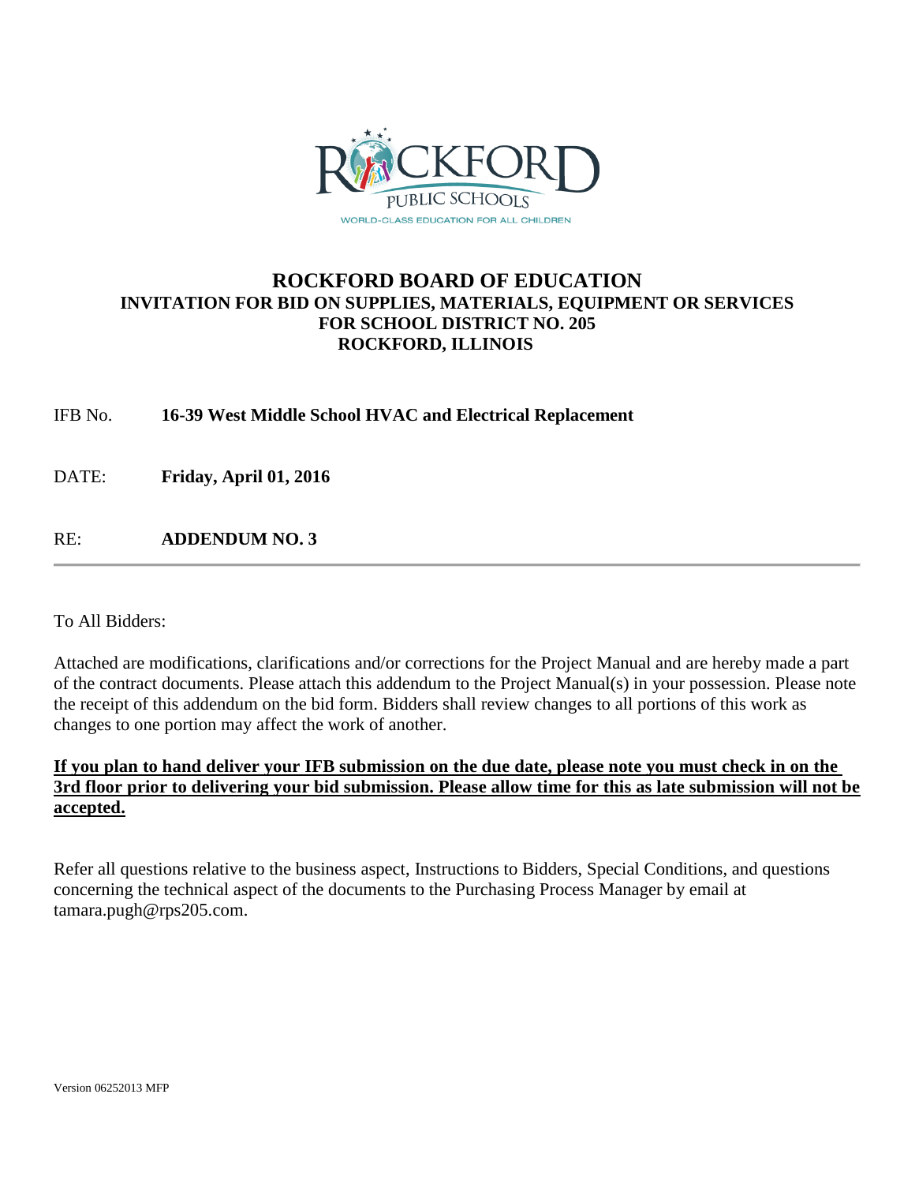ROCKFORD PUBLIC SCHOOLS

WORLD-CLASS EDUCATION FOR ALL CHILDREN

# ROCKFORD BOARD OF EDUCATION

## INVITATION FOR BID ON SUPPLIES, MATERIALS, EQUIPMENT OR SERVICES FOR SCHOOL DISTRICT NO. 205 ROCKFORD, ILLINOIS

IFB No. **16-39 West Middle School HVAC and Electrical Replacement**

DATE: **Friday, April 01, 2016**

RE: **ADDENDUM NO. 3**

---

To All Bidders:

Attached are modifications, clarifications and/or corrections for the Project Manual and are hereby made a part of the contract documents. Please attach this addendum to the Project Manual(s) in your possession. Please note the receipt of this addendum on the bid form. Bidders shall review changes to all portions of this work as changes to one portion may affect the work of another.

**If you plan to hand deliver your IFB submission on the due date, please note you must check in on the 3rd floor prior to delivering your bid submission. Please allow time for this as late submission will not be accepted.**

Refer all questions relative to the business aspect, Instructions to Bidders, Special Conditions, and questions concerning the technical aspect of the documents to the Purchasing Process Manager by email at tamara.pugh@rps205.com.

Version 06252013 MFP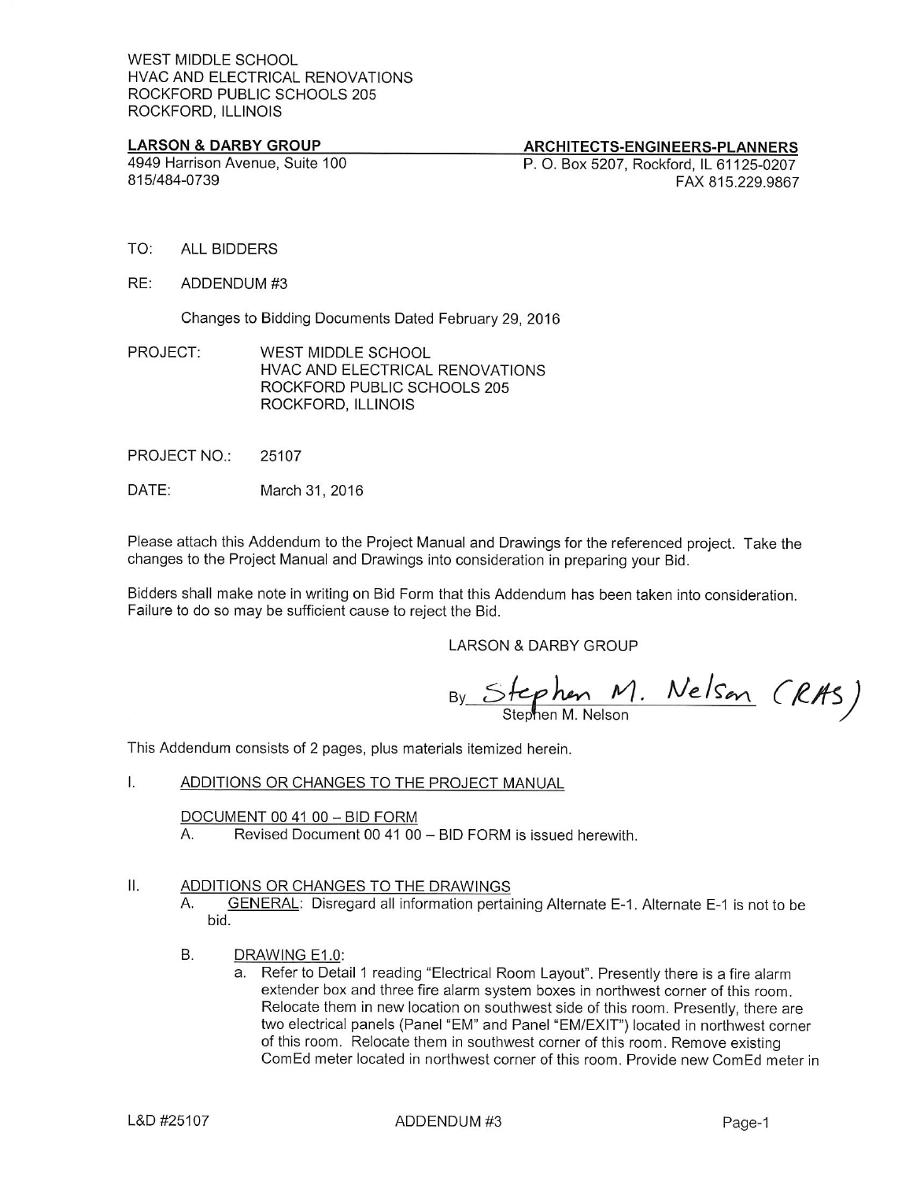WEST MIDDLE SCHOOL
HVAC AND ELECTRICAL RENOVATIONS
ROCKFORD PUBLIC SCHOOLS 205
ROCKFORD, ILLINOIS

**LARSON & DARBY GROUP** — **ARCHITECTS-ENGINEERS-PLANNERS**

4949 Harrison Avenue, Suite 100
815/484-0739

P. O. Box 5207, Rockford, IL 61125-0207
FAX 815.229.9867

TO: ALL BIDDERS

RE: ADDENDUM #3

Changes to Bidding Documents Dated February 29, 2016

PROJECT: WEST MIDDLE SCHOOL
HVAC AND ELECTRICAL RENOVATIONS
ROCKFORD PUBLIC SCHOOLS 205
ROCKFORD, ILLINOIS

PROJECT NO.: 25107

DATE: March 31, 2016

Please attach this Addendum to the Project Manual and Drawings for the referenced project. Take the changes to the Project Manual and Drawings into consideration in preparing your Bid.

Bidders shall make note in writing on Bid Form that this Addendum has been taken into consideration. Failure to do so may be sufficient cause to reject the Bid.

LARSON & DARBY GROUP

By Stephen M. Nelson (RAS)
Stephen M. Nelson

This Addendum consists of 2 pages, plus materials itemized herein.

I. ADDITIONS OR CHANGES TO THE PROJECT MANUAL

DOCUMENT 00 41 00 – BID FORM

A. Revised Document 00 41 00 – BID FORM is issued herewith.

II. ADDITIONS OR CHANGES TO THE DRAWINGS

A. GENERAL: Disregard all information pertaining Alternate E-1. Alternate E-1 is not to be bid.

B. DRAWING E1.0:

a. Refer to Detail 1 reading "Electrical Room Layout". Presently there is a fire alarm extender box and three fire alarm system boxes in northwest corner of this room. Relocate them in new location on southwest side of this room. Presently, there are two electrical panels (Panel "EM" and Panel "EM/EXIT") located in northwest corner of this room. Relocate them in southwest corner of this room. Remove existing ComEd meter located in northwest corner of this room. Provide new ComEd meter in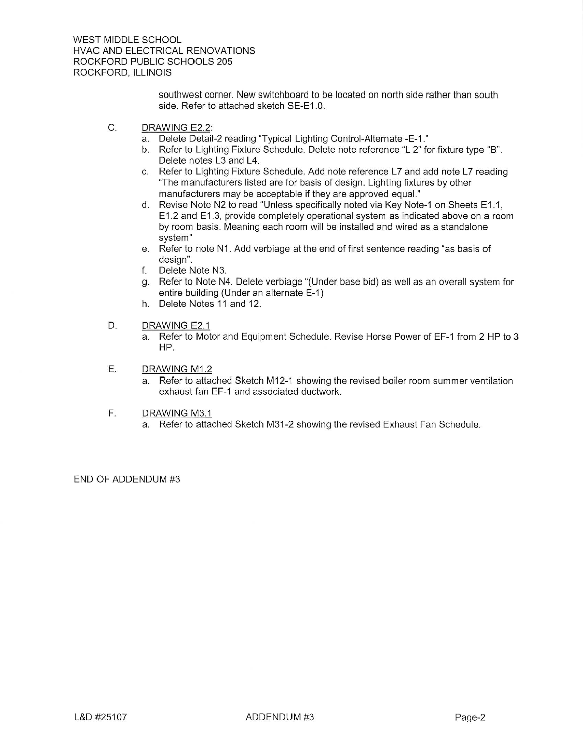southwest corner. New switchboard to be located on north side rather than south side. Refer to attached sketch SE-E1.0.

C. DRAWING E2.2:

a. Delete Detail-2 reading "Typical Lighting Control-Alternate -E-1."
b. Refer to Lighting Fixture Schedule. Delete note reference "L 2" for fixture type "B". Delete notes L3 and L4.
c. Refer to Lighting Fixture Schedule. Add note reference L7 and add note L7 reading "The manufacturers listed are for basis of design. Lighting fixtures by other manufacturers may be acceptable if they are approved equal."
d. Revise Note N2 to read "Unless specifically noted via Key Note-1 on Sheets E1.1, E1.2 and E1.3, provide completely operational system as indicated above on a room by room basis. Meaning each room will be installed and wired as a standalone system"
e. Refer to note N1. Add verbiage at the end of first sentence reading "as basis of design".
f. Delete Note N3.
g. Refer to Note N4. Delete verbiage "(Under base bid) as well as an overall system for entire building (Under an alternate E-1)
h. Delete Notes 11 and 12.

D. DRAWING E2.1

a. Refer to Motor and Equipment Schedule. Revise Horse Power of EF-1 from 2 HP to 3 HP.

E. DRAWING M1.2

a. Refer to attached Sketch M12-1 showing the revised boiler room summer ventilation exhaust fan EF-1 and associated ductwork.

F. DRAWING M3.1

a. Refer to attached Sketch M31-2 showing the revised Exhaust Fan Schedule.

END OF ADDENDUM #3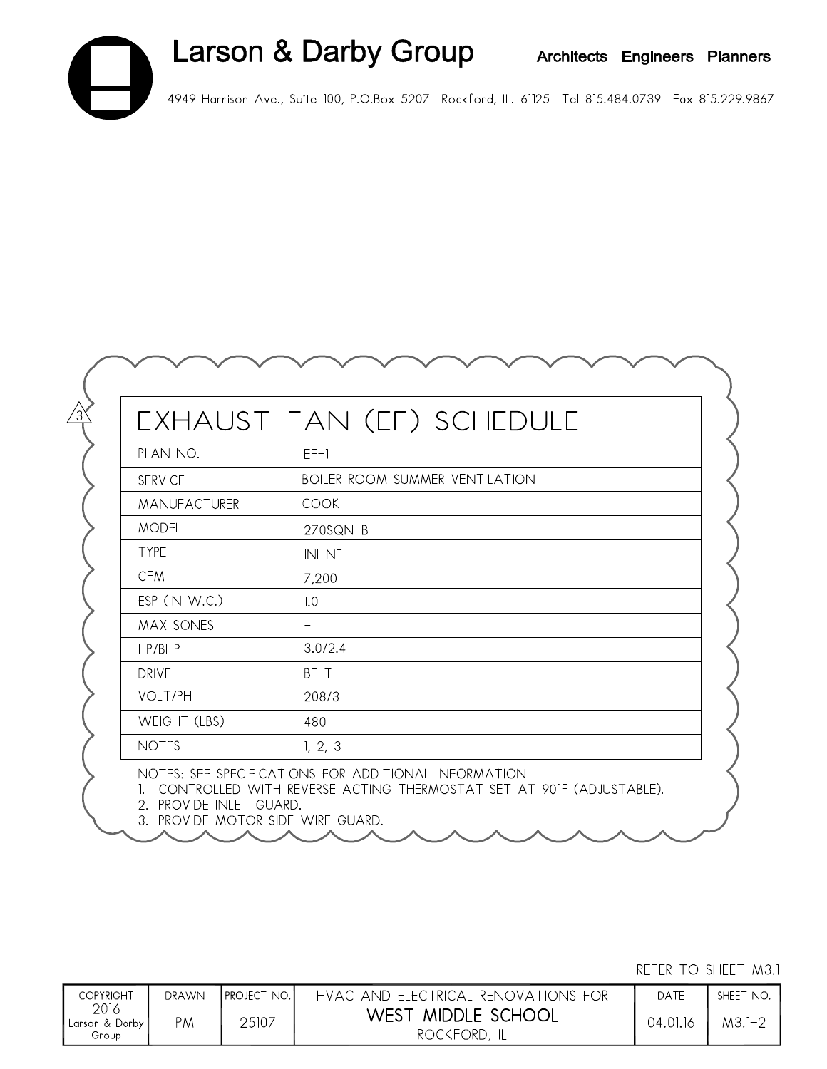Larson & Darby Group

Architects Engineers Planners

4949 Harrison Ave., Suite 100, P.O.Box 5207 Rockford, IL. 61125 Tel 815.484.0739 Fax 815.229.9867

# EXHAUST FAN (EF) SCHEDULE

| PLAN NO. | EF-1 |
|---|---|
| SERVICE | BOILER ROOM SUMMER VENTILATION |
| MANUFACTURER | COOK |
| MODEL | 270SQN-B |
| TYPE | INLINE |
| CFM | 7,200 |
| ESP (IN W.C.) | 1.0 |
| MAX SONES | – |
| HP/BHP | 3.0/2.4 |
| DRIVE | BELT |
| VOLT/PH | 208/3 |
| WEIGHT (LBS) | 480 |
| NOTES | 1, 2, 3 |

NOTES: SEE SPECIFICATIONS FOR ADDITIONAL INFORMATION.

1. CONTROLLED WITH REVERSE ACTING THERMOSTAT SET AT 90°F (ADJUSTABLE).
2. PROVIDE INLET GUARD.
3. PROVIDE MOTOR SIDE WIRE GUARD.

REFER TO SHEET M3.1

| COPYRIGHT 2016 Larson & Darby Group | DRAWN | PROJECT NO. | HVAC AND ELECTRICAL RENOVATIONS FOR | DATE | SHEET NO. |
|---|---|---|---|---|---|
| | PM | 25107 | WEST MIDDLE SCHOOL ROCKFORD, IL | 04.01.16 | M3.1-2 |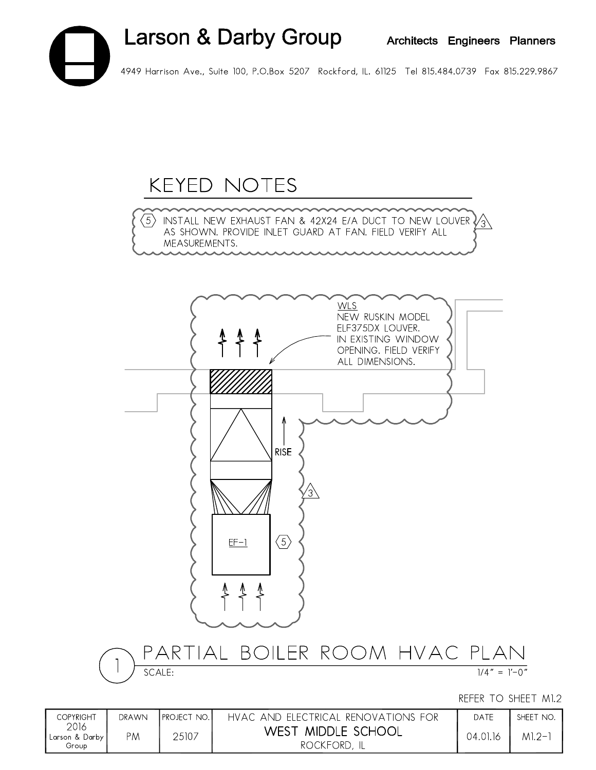# Larson & Darby Group

**Architects Engineers Planners**

4949 Harrison Ave., Suite 100, P.O.Box 5207 Rockford, IL. 61125 Tel 815.484.0739 Fax 815.229.9867

## KEYED NOTES

(5) INSTALL NEW EXHAUST FAN & 42X24 E/A DUCT TO NEW LOUVER AS SHOWN. PROVIDE INLET GUARD AT FAN. FIELD VERIFY ALL MEASUREMENTS. (3)

WLS
NEW RUSKIN MODEL ELF375DX LOUVER. IN EXISTING WINDOW OPENING. FIELD VERIFY ALL DIMENSIONS.

RISE

(3)

EF-1 (5)

## 1 PARTIAL BOILER ROOM HVAC PLAN

SCALE: 1/4" = 1'-0"

REFER TO SHEET M1.2

| COPYRIGHT 2016 Larson & Darby Group | DRAWN | PROJECT NO. | HVAC AND ELECTRICAL RENOVATIONS FOR WEST MIDDLE SCHOOL ROCKFORD, IL | DATE | SHEET NO. |
|---|---|---|---|---|---|
| | PM | 25107 | | 04.01.16 | M1.2-1 |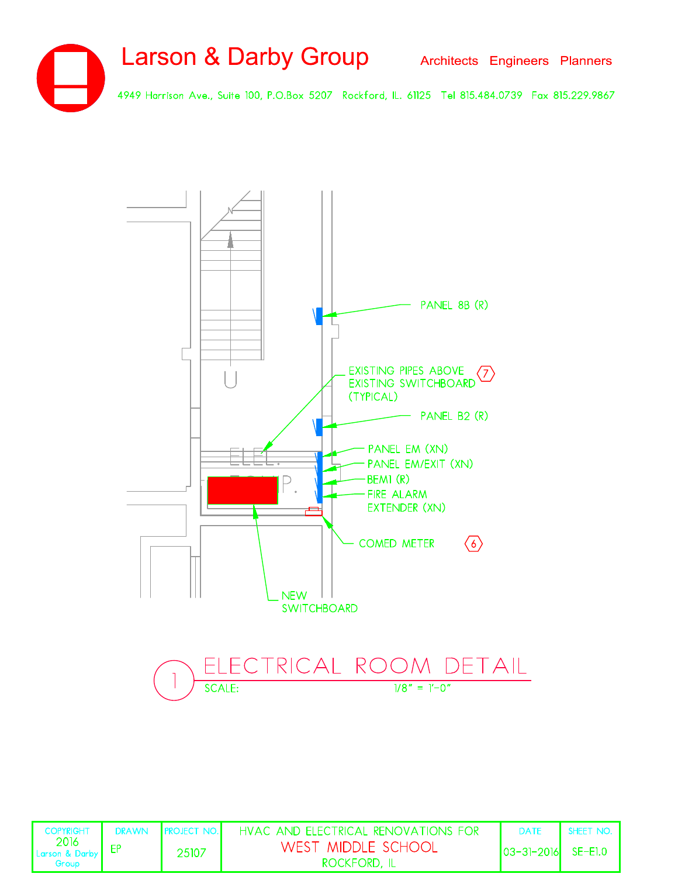# Larson & Darby Group

Architects Engineers Planners

4949 Harrison Ave., Suite 100, P.O.Box 5207 Rockford, IL. 61125 Tel 815.484.0739 Fax 815.229.9867

PANEL 8B (R)

EXISTING PIPES ABOVE EXISTING SWITCHBOARD (TYPICAL) ⑦

PANEL B2 (R)

PANEL EM (XN)

PANEL EM/EXIT (XN)

BEM1 (R)

FIRE ALARM EXTENDER (XN)

COMED METER ⑥

NEW SWITCHBOARD

ELEC. EQUIP.

U

## 1 ELECTRICAL ROOM DETAIL

SCALE: 1/8" = 1'-0"

| COPYRIGHT 2016 Larson & Darby Group | DRAWN EP | PROJECT NO. 25107 | HVAC AND ELECTRICAL RENOVATIONS FOR WEST MIDDLE SCHOOL ROCKFORD, IL | DATE 03-31-2016 | SHEET NO. SE-E1.0 |
|---|---|---|---|---|---|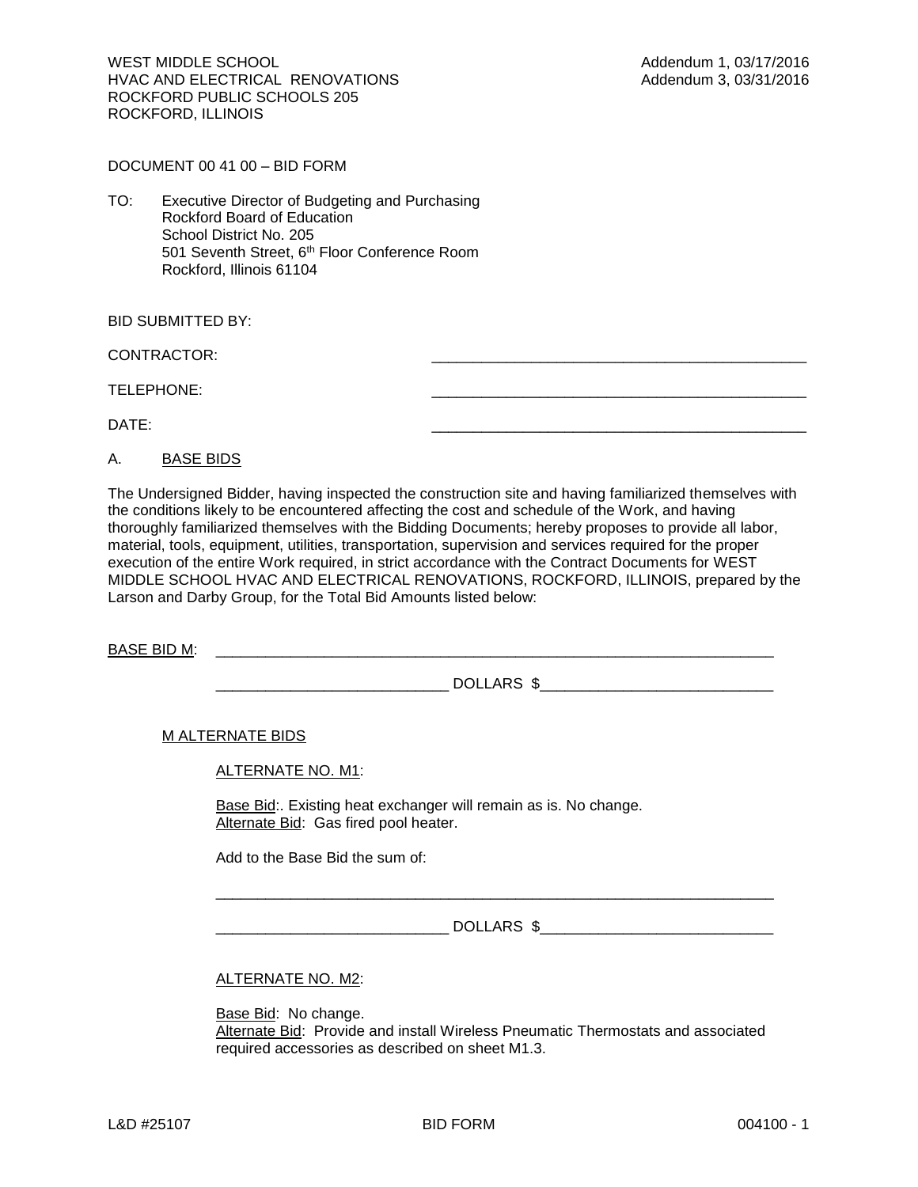WEST MIDDLE SCHOOL
HVAC AND ELECTRICAL RENOVATIONS
ROCKFORD PUBLIC SCHOOLS 205
ROCKFORD, ILLINOIS

Addendum 1, 03/17/2016
Addendum 3, 03/31/2016

DOCUMENT 00 41 00 – BID FORM

TO: Executive Director of Budgeting and Purchasing
Rockford Board of Education
School District No. 205
501 Seventh Street, 6th Floor Conference Room
Rockford, Illinois 61104

BID SUBMITTED BY:

CONTRACTOR: ____________________________________________

TELEPHONE: ____________________________________________

DATE: ____________________________________________

A. BASE BIDS

The Undersigned Bidder, having inspected the construction site and having familiarized themselves with the conditions likely to be encountered affecting the cost and schedule of the Work, and having thoroughly familiarized themselves with the Bidding Documents; hereby proposes to provide all labor, material, tools, equipment, utilities, transportation, supervision and services required for the proper execution of the entire Work required, in strict accordance with the Contract Documents for WEST MIDDLE SCHOOL HVAC AND ELECTRICAL RENOVATIONS, ROCKFORD, ILLINOIS, prepared by the Larson and Darby Group, for the Total Bid Amounts listed below:

BASE BID M: ____________________________________________________________________

___________________________ DOLLARS $___________________________

M ALTERNATE BIDS

ALTERNATE NO. M1:

Base Bid:. Existing heat exchanger will remain as is. No change.
Alternate Bid: Gas fired pool heater.

Add to the Base Bid the sum of:

____________________________________________________________________

___________________________ DOLLARS $___________________________

ALTERNATE NO. M2:

Base Bid: No change.
Alternate Bid: Provide and install Wireless Pneumatic Thermostats and associated required accessories as described on sheet M1.3.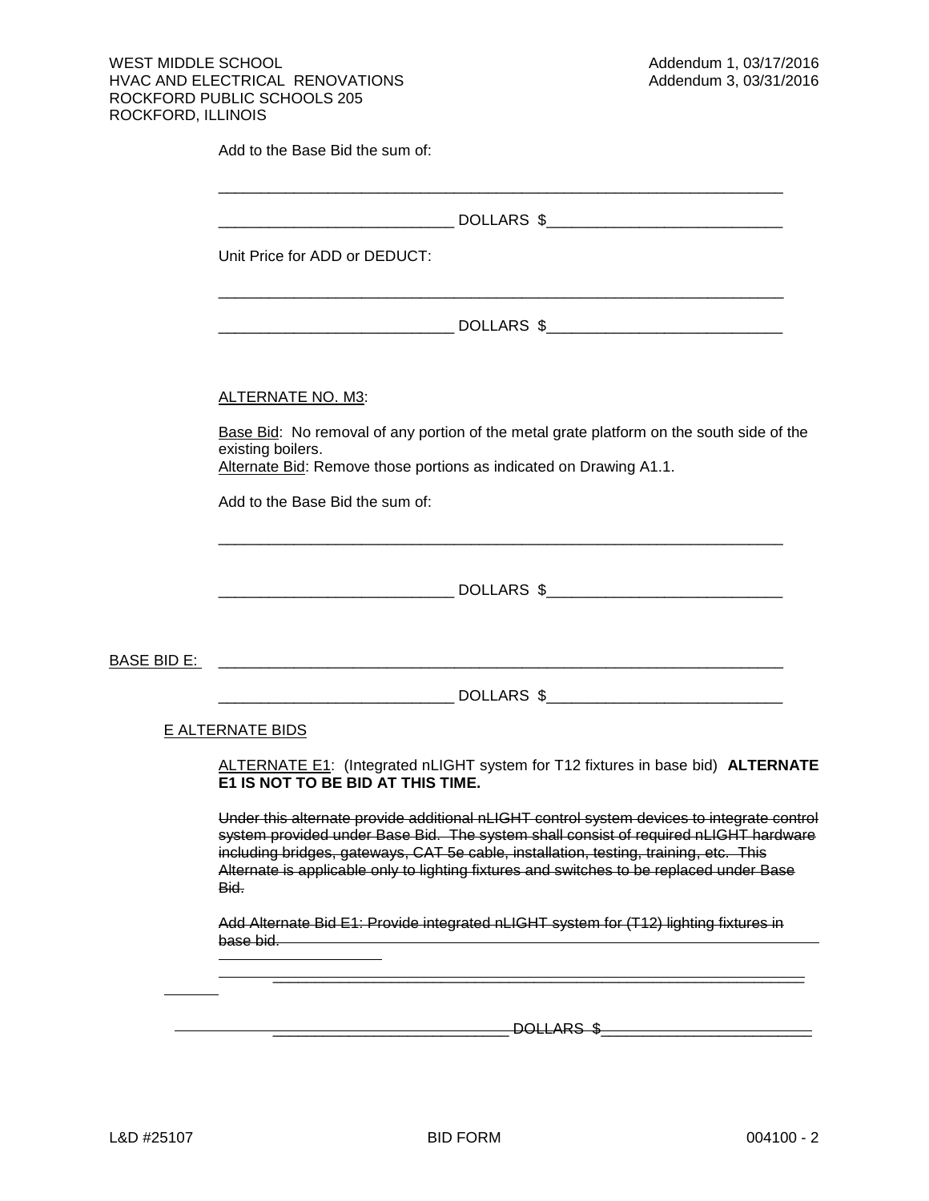Add to the Base Bid the sum of:

______________________________________________________________________

____________________________ DOLLARS $____________________________

Unit Price for ADD or DEDUCT:

______________________________________________________________________

____________________________ DOLLARS $____________________________

ALTERNATE NO. M3:

Base Bid: No removal of any portion of the metal grate platform on the south side of the existing boilers.
Alternate Bid: Remove those portions as indicated on Drawing A1.1.

Add to the Base Bid the sum of:

______________________________________________________________________

____________________________ DOLLARS $____________________________

BASE BID E: ______________________________________________________________________

____________________________ DOLLARS $____________________________

E ALTERNATE BIDS

ALTERNATE E1: (Integrated nLIGHT system for T12 fixtures in base bid) **ALTERNATE E1 IS NOT TO BE BID AT THIS TIME.**

~~Under this alternate provide additional nLIGHT control system devices to integrate control system provided under Base Bid. The system shall consist of required nLIGHT hardware including bridges, gateways, CAT 5e cable, installation, testing, training, etc. This Alternate is applicable only to lighting fixtures and switches to be replaced under Base Bid.~~

~~Add Alternate Bid E1: Provide integrated nLIGHT system for (T12) lighting fixtures in base bid.~~

~~______________________________________________________________________~~

~~____________________________ DOLLARS $____________________________~~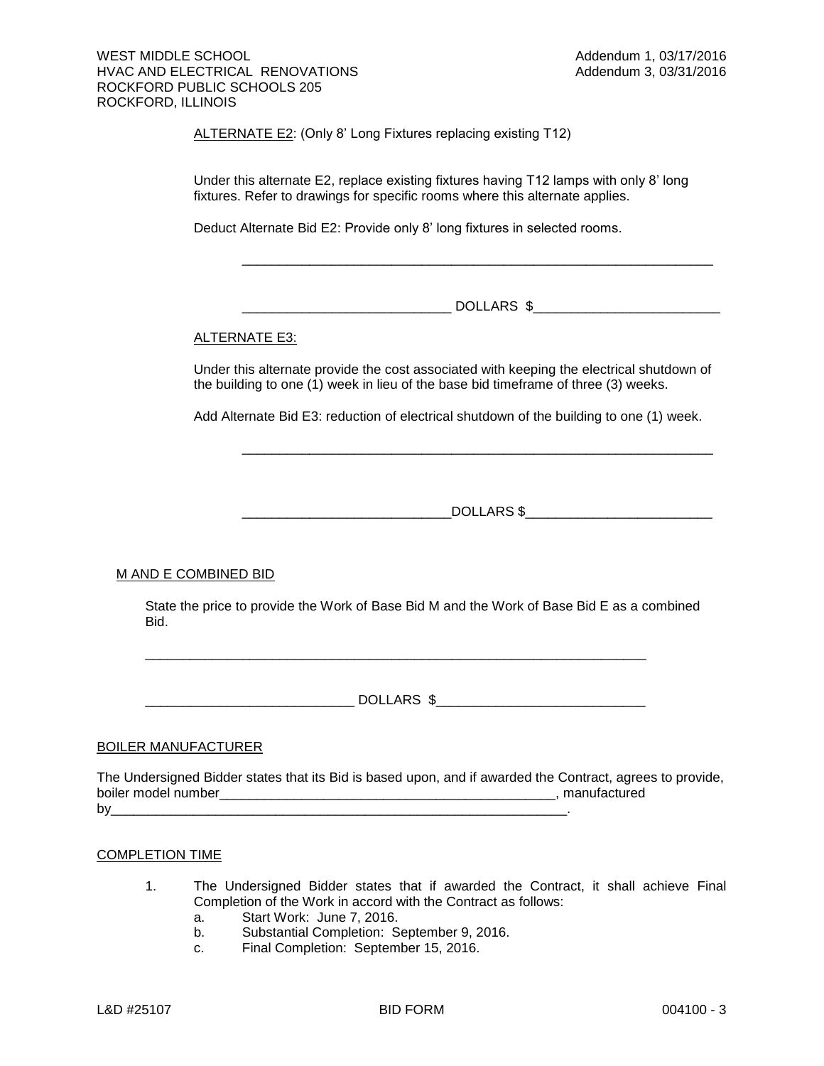ALTERNATE E2: (Only 8' Long Fixtures replacing existing T12)

Under this alternate E2, replace existing fixtures having T12 lamps with only 8' long fixtures. Refer to drawings for specific rooms where this alternate applies.

Deduct Alternate Bid E2: Provide only 8' long fixtures in selected rooms.

_________________________________________________________________

____________________________ DOLLARS $_________________________

ALTERNATE E3:

Under this alternate provide the cost associated with keeping the electrical shutdown of the building to one (1) week in lieu of the base bid timeframe of three (3) weeks.

Add Alternate Bid E3: reduction of electrical shutdown of the building to one (1) week.

_________________________________________________________________

____________________________DOLLARS $_________________________

M AND E COMBINED BID

State the price to provide the Work of Base Bid M and the Work of Base Bid E as a combined Bid.

_____________________________________________________________________

____________________________ DOLLARS $____________________________

BOILER MANUFACTURER

The Undersigned Bidder states that its Bid is based upon, and if awarded the Contract, agrees to provide, boiler model number_______________________________________________, manufactured by_______________________________________________________________.

COMPLETION TIME

1. The Undersigned Bidder states that if awarded the Contract, it shall achieve Final Completion of the Work in accord with the Contract as follows:
   a. Start Work: June 7, 2016.
   b. Substantial Completion: September 9, 2016.
   c. Final Completion: September 15, 2016.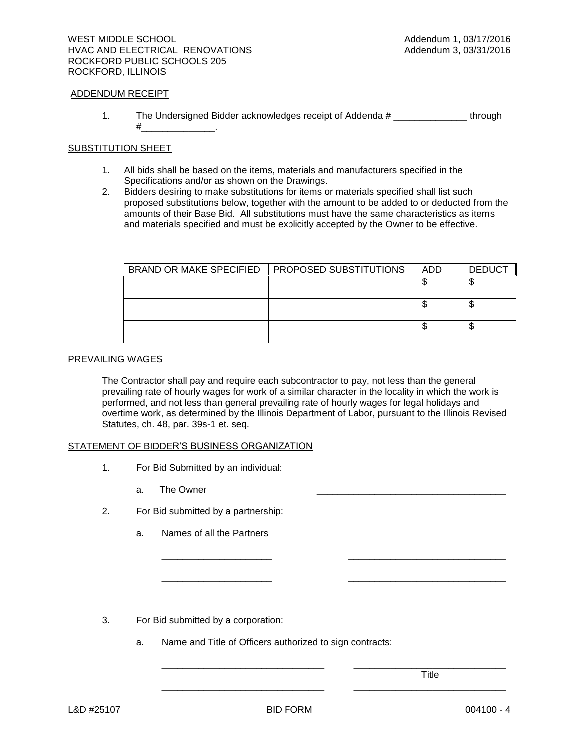## ADDENDUM RECEIPT

1. The Undersigned Bidder acknowledges receipt of Addenda # ______________ through #______________.

## SUBSTITUTION SHEET

1. All bids shall be based on the items, materials and manufacturers specified in the Specifications and/or as shown on the Drawings.
2. Bidders desiring to make substitutions for items or materials specified shall list such proposed substitutions below, together with the amount to be added to or deducted from the amounts of their Base Bid. All substitutions must have the same characteristics as items and materials specified and must be explicitly accepted by the Owner to be effective.

| BRAND OR MAKE SPECIFIED | PROPOSED SUBSTITUTIONS | ADD | DEDUCT |
|---|---|---|---|
| | | $ | $ |
| | | $ | $ |
| | | $ | $ |

## PREVAILING WAGES

The Contractor shall pay and require each subcontractor to pay, not less than the general prevailing rate of hourly wages for work of a similar character in the locality in which the work is performed, and not less than general prevailing rate of hourly wages for legal holidays and overtime work, as determined by the Illinois Department of Labor, pursuant to the Illinois Revised Statutes, ch. 48, par. 39s-1 et. seq.

## STATEMENT OF BIDDER'S BUSINESS ORGANIZATION

1. For Bid Submitted by an individual:
   a. The Owner ____________________________________

2. For Bid submitted by a partnership:
   a. Names of all the Partners

      _____________________ ______________________________

      _____________________ ______________________________

3. For Bid submitted by a corporation:
   a. Name and Title of Officers authorized to sign contracts:

      _______________________________ _____________________________
      Title

      _______________________________ _____________________________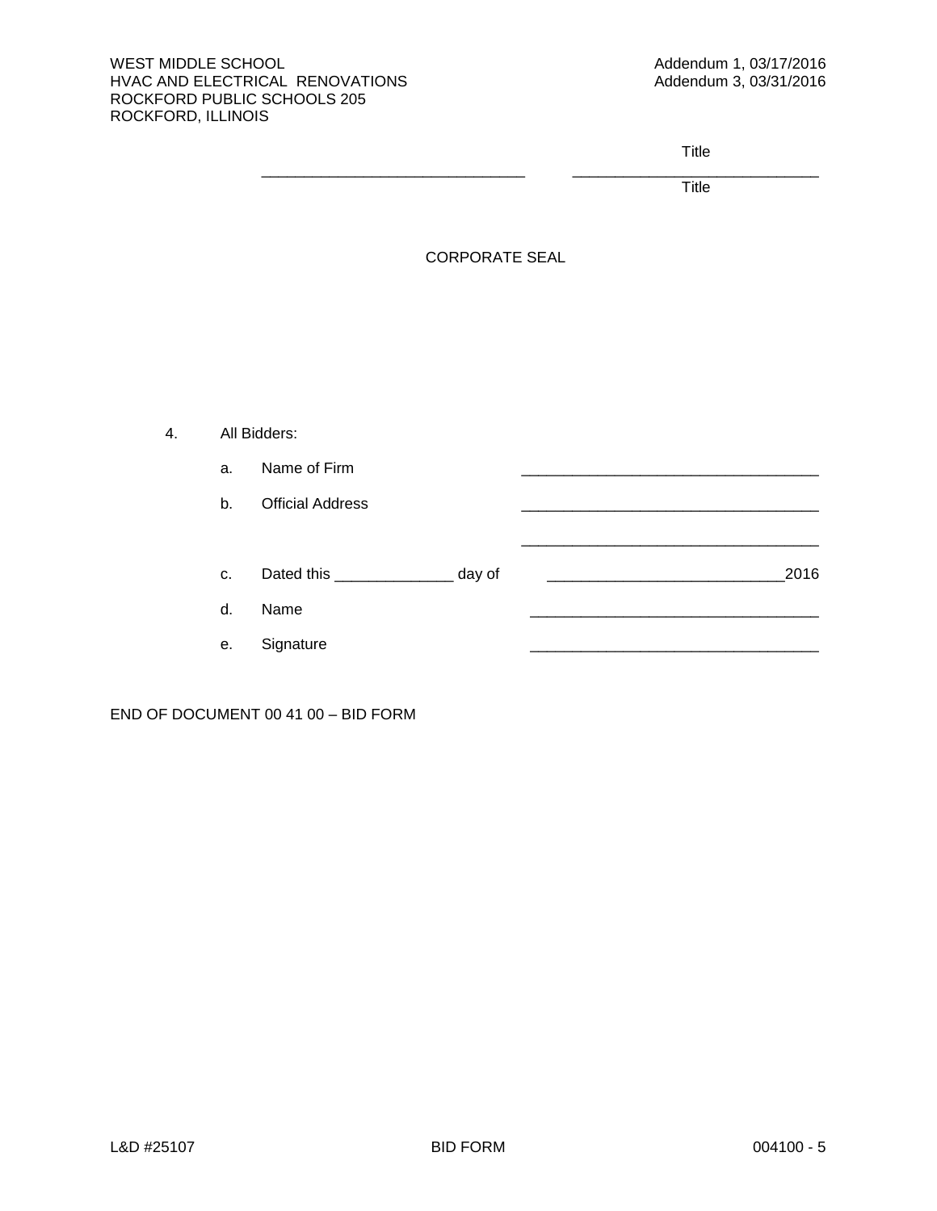Title

_______________________________ _____________________________

Title

CORPORATE SEAL

4. All Bidders:

   a. Name of Firm ___________________________________

   b. Official Address ___________________________________

   ___________________________________

   c. Dated this ______________ day of ___________________________2016

   d. Name _________________________________

   e. Signature _________________________________

END OF DOCUMENT 00 41 00 – BID FORM